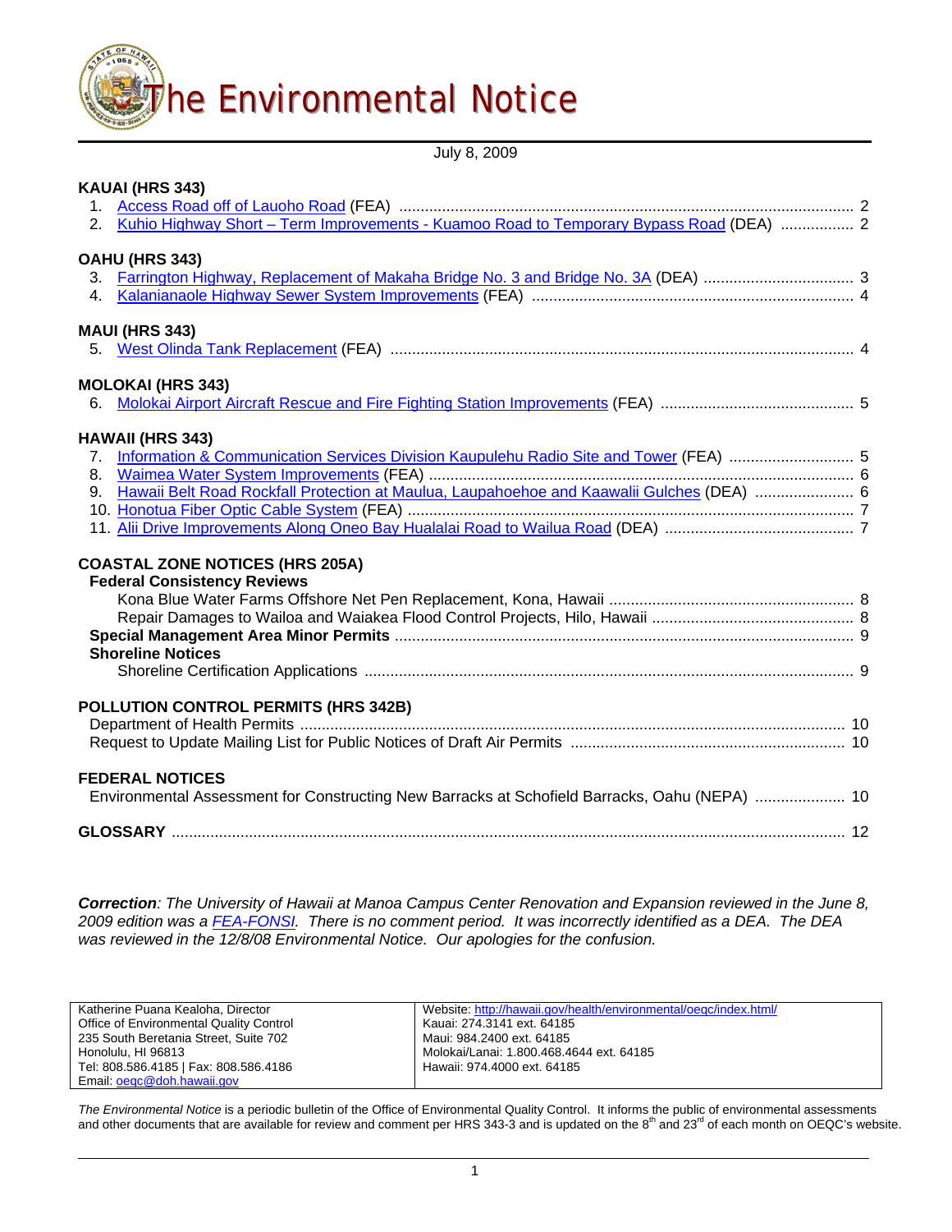# The Environmental Notice

July 8, 2009

**KAUAI (HRS 343)**

1. Access Road off of Lauoho Road (FEA) ........ 2
2. Kuhio Highway Short – Term Improvements - Kuamoo Road to Temporary Bypass Road (DEA) ........ 2

**OAHU (HRS 343)**

3. Farrington Highway, Replacement of Makaha Bridge No. 3 and Bridge No. 3A (DEA) ........ 3
4. Kalanianaole Highway Sewer System Improvements (FEA) ........ 4

**MAUI (HRS 343)**

5. West Olinda Tank Replacement (FEA) ........ 4

**MOLOKAI (HRS 343)**

6. Molokai Airport Aircraft Rescue and Fire Fighting Station Improvements (FEA) ........ 5

**HAWAII (HRS 343)**

7. Information & Communication Services Division Kaupulehu Radio Site and Tower (FEA) ........ 5
8. Waimea Water System Improvements (FEA) ........ 6
9. Hawaii Belt Road Rockfall Protection at Maulua, Laupahoehoe and Kaawalii Gulches (DEA) ........ 6
10. Honotua Fiber Optic Cable System (FEA) ........ 7
11. Alii Drive Improvements Along Oneo Bay Hualalai Road to Wailua Road (DEA) ........ 7

**COASTAL ZONE NOTICES (HRS 205A)**

**Federal Consistency Reviews**

Kona Blue Water Farms Offshore Net Pen Replacement, Kona, Hawaii ........ 8
Repair Damages to Wailoa and Waiakea Flood Control Projects, Hilo, Hawaii ........ 8

**Special Management Area Minor Permits** ........ 9

**Shoreline Notices**

Shoreline Certification Applications ........ 9

**POLLUTION CONTROL PERMITS (HRS 342B)**

Department of Health Permits ........ 10
Request to Update Mailing List for Public Notices of Draft Air Permits ........ 10

**FEDERAL NOTICES**

Environmental Assessment for Constructing New Barracks at Schofield Barracks, Oahu (NEPA) ........ 10

**GLOSSARY** ........ 12

***Correction****: The University of Hawaii at Manoa Campus Center Renovation and Expansion reviewed in the June 8, 2009 edition was a FEA-FONSI. There is no comment period. It was incorrectly identified as a DEA. The DEA was reviewed in the 12/8/08 Environmental Notice. Our apologies for the confusion.*

| | |
|---|---|
| Katherine Puana Kealoha, Director<br>Office of Environmental Quality Control<br>235 South Beretania Street, Suite 702<br>Honolulu, HI 96813<br>Tel: 808.586.4185 \| Fax: 808.586.4186<br>Email: oeqc@doh.hawaii.gov | Website: http://hawaii.gov/health/environmental/oeqc/index.html/<br>Kauai: 274.3141 ext. 64185<br>Maui: 984.2400 ext. 64185<br>Molokai/Lanai: 1.800.468.4644 ext. 64185<br>Hawaii: 974.4000 ext. 64185 |

*The Environmental Notice* is a periodic bulletin of the Office of Environmental Quality Control. It informs the public of environmental assessments and other documents that are available for review and comment per HRS 343-3 and is updated on the 8th and 23rd of each month on OEQC's website.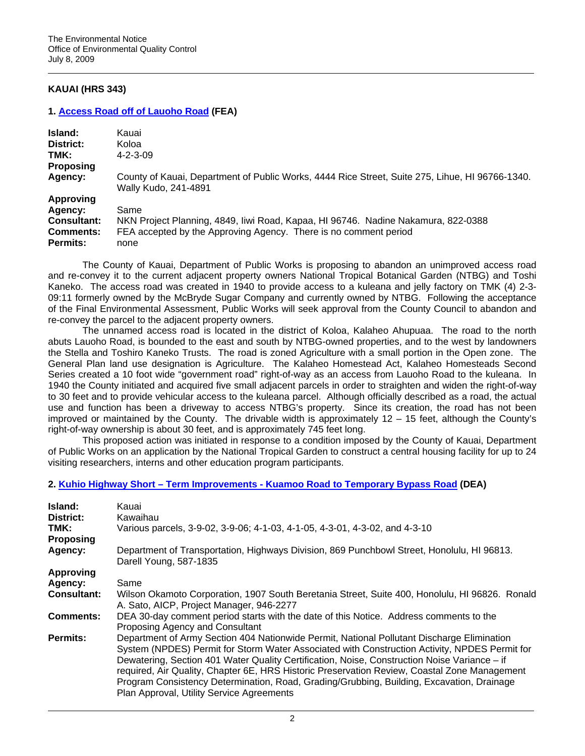## KAUAI (HRS 343)

### 1. [Access Road off of Lauoho Road](#) (FEA)

| | |
|---|---|
| **Island:** | Kauai |
| **District:** | Koloa |
| **TMK:** | 4-2-3-09 |
| **Proposing Agency:** | County of Kauai, Department of Public Works, 4444 Rice Street, Suite 275, Lihue, HI 96766-1340. Wally Kudo, 241-4891 |
| **Approving Agency:** | Same |
| **Consultant:** | NKN Project Planning, 4849, Iiwi Road, Kapaa, HI 96746. Nadine Nakamura, 822-0388 |
| **Comments:** | FEA accepted by the Approving Agency. There is no comment period |
| **Permits:** | none |

The County of Kauai, Department of Public Works is proposing to abandon an unimproved access road and re-convey it to the current adjacent property owners National Tropical Botanical Garden (NTBG) and Toshi Kaneko. The access road was created in 1940 to provide access to a kuleana and jelly factory on TMK (4) 2-3-09:11 formerly owned by the McBryde Sugar Company and currently owned by NTBG. Following the acceptance of the Final Environmental Assessment, Public Works will seek approval from the County Council to abandon and re-convey the parcel to the adjacent property owners.

The unnamed access road is located in the district of Koloa, Kalaheo Ahupuaa. The road to the north abuts Lauoho Road, is bounded to the east and south by NTBG-owned properties, and to the west by landowners the Stella and Toshiro Kaneko Trusts. The road is zoned Agriculture with a small portion in the Open zone. The General Plan land use designation is Agriculture. The Kalaheo Homestead Act, Kalaheo Homesteads Second Series created a 10 foot wide "government road" right-of-way as an access from Lauoho Road to the kuleana. In 1940 the County initiated and acquired five small adjacent parcels in order to straighten and widen the right-of-way to 30 feet and to provide vehicular access to the kuleana parcel. Although officially described as a road, the actual use and function has been a driveway to access NTBG's property. Since its creation, the road has not been improved or maintained by the County. The drivable width is approximately 12 – 15 feet, although the County's right-of-way ownership is about 30 feet, and is approximately 745 feet long.

This proposed action was initiated in response to a condition imposed by the County of Kauai, Department of Public Works on an application by the National Tropical Garden to construct a central housing facility for up to 24 visiting researchers, interns and other education program participants.

### 2. [Kuhio Highway Short – Term Improvements - Kuamoo Road to Temporary Bypass Road](#) (DEA)

| | |
|---|---|
| **Island:** | Kauai |
| **District:** | Kawaihau |
| **TMK:** | Various parcels, 3-9-02, 3-9-06; 4-1-03, 4-1-05, 4-3-01, 4-3-02, and 4-3-10 |
| **Proposing Agency:** | Department of Transportation, Highways Division, 869 Punchbowl Street, Honolulu, HI 96813. Darell Young, 587-1835 |
| **Approving Agency:** | Same |
| **Consultant:** | Wilson Okamoto Corporation, 1907 South Beretania Street, Suite 400, Honolulu, HI 96826. Ronald A. Sato, AICP, Project Manager, 946-2277 |
| **Comments:** | DEA 30-day comment period starts with the date of this Notice. Address comments to the Proposing Agency and Consultant |
| **Permits:** | Department of Army Section 404 Nationwide Permit, National Pollutant Discharge Elimination System (NPDES) Permit for Storm Water Associated with Construction Activity, NPDES Permit for Dewatering, Section 401 Water Quality Certification, Noise, Construction Noise Variance – if required, Air Quality, Chapter 6E, HRS Historic Preservation Review, Coastal Zone Management Program Consistency Determination, Road, Grading/Grubbing, Building, Excavation, Drainage Plan Approval, Utility Service Agreements |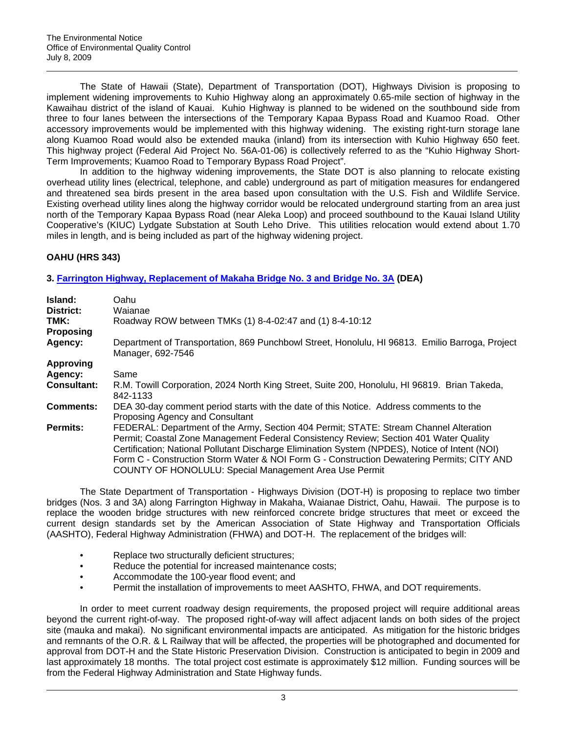The State of Hawaii (State), Department of Transportation (DOT), Highways Division is proposing to implement widening improvements to Kuhio Highway along an approximately 0.65-mile section of highway in the Kawaihau district of the island of Kauai. Kuhio Highway is planned to be widened on the southbound side from three to four lanes between the intersections of the Temporary Kapaa Bypass Road and Kuamoo Road. Other accessory improvements would be implemented with this highway widening. The existing right-turn storage lane along Kuamoo Road would also be extended mauka (inland) from its intersection with Kuhio Highway 650 feet. This highway project (Federal Aid Project No. 56A-01-06) is collectively referred to as the "Kuhio Highway Short-Term Improvements; Kuamoo Road to Temporary Bypass Road Project".

In addition to the highway widening improvements, the State DOT is also planning to relocate existing overhead utility lines (electrical, telephone, and cable) underground as part of mitigation measures for endangered and threatened sea birds present in the area based upon consultation with the U.S. Fish and Wildlife Service. Existing overhead utility lines along the highway corridor would be relocated underground starting from an area just north of the Temporary Kapaa Bypass Road (near Aleka Loop) and proceed southbound to the Kauai Island Utility Cooperative's (KIUC) Lydgate Substation at South Leho Drive. This utilities relocation would extend about 1.70 miles in length, and is being included as part of the highway widening project.

## OAHU (HRS 343)

### 3. Farrington Highway, Replacement of Makaha Bridge No. 3 and Bridge No. 3A (DEA)

| | |
|---|---|
| **Island:** | Oahu |
| **District:** | Waianae |
| **TMK:** | Roadway ROW between TMKs (1) 8-4-02:47 and (1) 8-4-10:12 |
| **Proposing Agency:** | Department of Transportation, 869 Punchbowl Street, Honolulu, HI 96813. Emilio Barroga, Project Manager, 692-7546 |
| **Approving Agency:** | Same |
| **Consultant:** | R.M. Towill Corporation, 2024 North King Street, Suite 200, Honolulu, HI 96819. Brian Takeda, 842-1133 |
| **Comments:** | DEA 30-day comment period starts with the date of this Notice. Address comments to the Proposing Agency and Consultant |
| **Permits:** | FEDERAL: Department of the Army, Section 404 Permit; STATE: Stream Channel Alteration Permit; Coastal Zone Management Federal Consistency Review; Section 401 Water Quality Certification; National Pollutant Discharge Elimination System (NPDES), Notice of Intent (NOI) Form C - Construction Storm Water & NOI Form G - Construction Dewatering Permits; CITY AND COUNTY OF HONOLULU: Special Management Area Use Permit |

The State Department of Transportation - Highways Division (DOT-H) is proposing to replace two timber bridges (Nos. 3 and 3A) along Farrington Highway in Makaha, Waianae District, Oahu, Hawaii. The purpose is to replace the wooden bridge structures with new reinforced concrete bridge structures that meet or exceed the current design standards set by the American Association of State Highway and Transportation Officials (AASHTO), Federal Highway Administration (FHWA) and DOT-H. The replacement of the bridges will:

- Replace two structurally deficient structures;
- Reduce the potential for increased maintenance costs;
- Accommodate the 100-year flood event; and
- Permit the installation of improvements to meet AASHTO, FHWA, and DOT requirements.

In order to meet current roadway design requirements, the proposed project will require additional areas beyond the current right-of-way. The proposed right-of-way will affect adjacent lands on both sides of the project site (mauka and makai). No significant environmental impacts are anticipated. As mitigation for the historic bridges and remnants of the O.R. & L Railway that will be affected, the properties will be photographed and documented for approval from DOT-H and the State Historic Preservation Division. Construction is anticipated to begin in 2009 and last approximately 18 months. The total project cost estimate is approximately $12 million. Funding sources will be from the Federal Highway Administration and State Highway funds.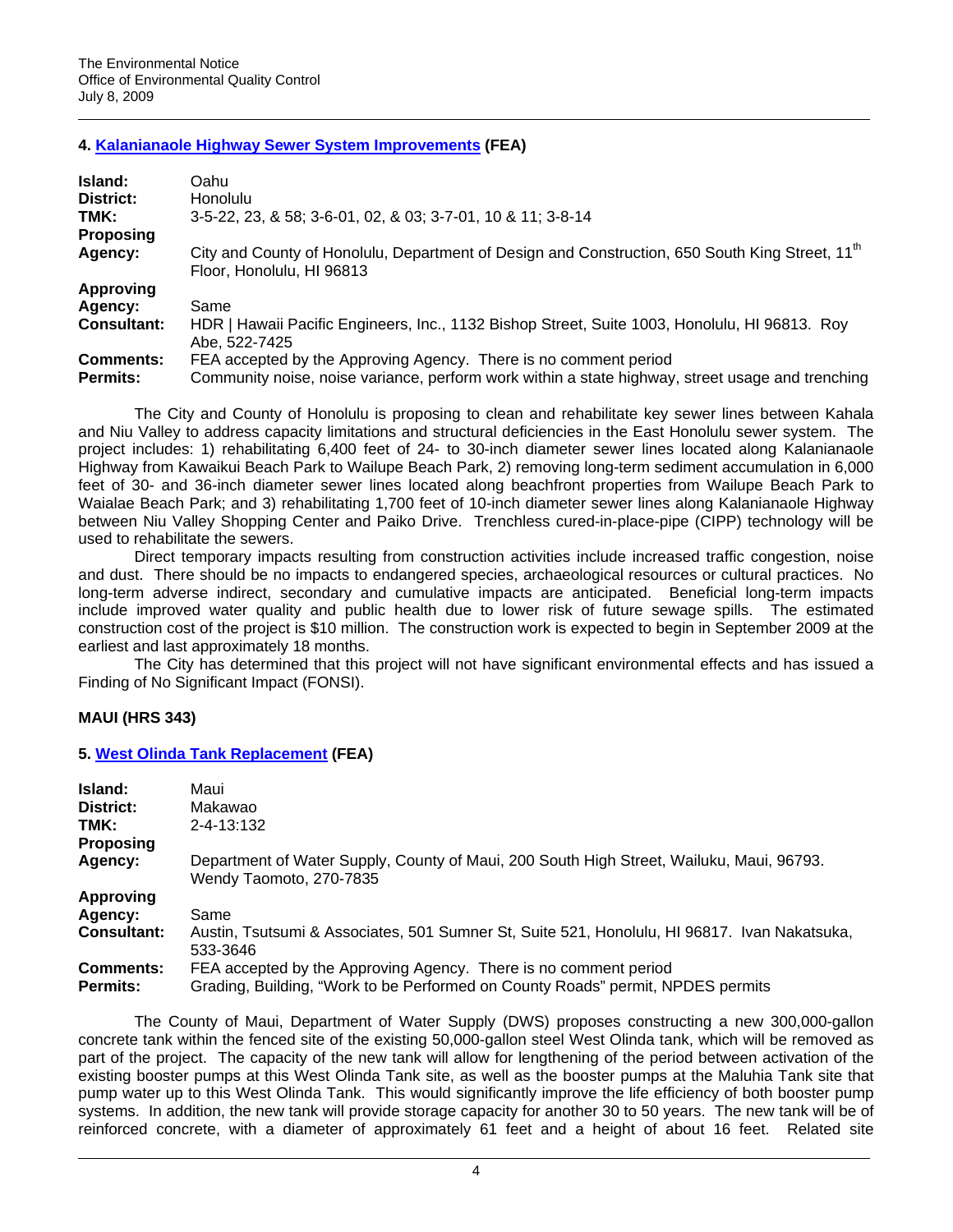### 4. Kalanianaole Highway Sewer System Improvements (FEA)

| | |
|---|---|
| **Island:** | Oahu |
| **District:** | Honolulu |
| **TMK:** | 3-5-22, 23, & 58; 3-6-01, 02, & 03; 3-7-01, 10 & 11; 3-8-14 |
| **Proposing Agency:** | City and County of Honolulu, Department of Design and Construction, 650 South King Street, 11th Floor, Honolulu, HI 96813 |
| **Approving Agency:** | Same |
| **Consultant:** | HDR \| Hawaii Pacific Engineers, Inc., 1132 Bishop Street, Suite 1003, Honolulu, HI 96813. Roy Abe, 522-7425 |
| **Comments:** | FEA accepted by the Approving Agency. There is no comment period |
| **Permits:** | Community noise, noise variance, perform work within a state highway, street usage and trenching |

The City and County of Honolulu is proposing to clean and rehabilitate key sewer lines between Kahala and Niu Valley to address capacity limitations and structural deficiencies in the East Honolulu sewer system. The project includes: 1) rehabilitating 6,400 feet of 24- to 30-inch diameter sewer lines located along Kalanianaole Highway from Kawaikui Beach Park to Wailupe Beach Park, 2) removing long-term sediment accumulation in 6,000 feet of 30- and 36-inch diameter sewer lines located along beachfront properties from Wailupe Beach Park to Waialae Beach Park; and 3) rehabilitating 1,700 feet of 10-inch diameter sewer lines along Kalanianaole Highway between Niu Valley Shopping Center and Paiko Drive. Trenchless cured-in-place-pipe (CIPP) technology will be used to rehabilitate the sewers.

Direct temporary impacts resulting from construction activities include increased traffic congestion, noise and dust. There should be no impacts to endangered species, archaeological resources or cultural practices. No long-term adverse indirect, secondary and cumulative impacts are anticipated. Beneficial long-term impacts include improved water quality and public health due to lower risk of future sewage spills. The estimated construction cost of the project is $10 million. The construction work is expected to begin in September 2009 at the earliest and last approximately 18 months.

The City has determined that this project will not have significant environmental effects and has issued a Finding of No Significant Impact (FONSI).

## MAUI (HRS 343)

### 5. West Olinda Tank Replacement (FEA)

| | |
|---|---|
| **Island:** | Maui |
| **District:** | Makawao |
| **TMK:** | 2-4-13:132 |
| **Proposing Agency:** | Department of Water Supply, County of Maui, 200 South High Street, Wailuku, Maui, 96793. Wendy Taomoto, 270-7835 |
| **Approving Agency:** | Same |
| **Consultant:** | Austin, Tsutsumi & Associates, 501 Sumner St, Suite 521, Honolulu, HI 96817. Ivan Nakatsuka, 533-3646 |
| **Comments:** | FEA accepted by the Approving Agency. There is no comment period |
| **Permits:** | Grading, Building, "Work to be Performed on County Roads" permit, NPDES permits |

The County of Maui, Department of Water Supply (DWS) proposes constructing a new 300,000-gallon concrete tank within the fenced site of the existing 50,000-gallon steel West Olinda tank, which will be removed as part of the project. The capacity of the new tank will allow for lengthening of the period between activation of the existing booster pumps at this West Olinda Tank site, as well as the booster pumps at the Maluhia Tank site that pump water up to this West Olinda Tank. This would significantly improve the life efficiency of both booster pump systems. In addition, the new tank will provide storage capacity for another 30 to 50 years. The new tank will be of reinforced concrete, with a diameter of approximately 61 feet and a height of about 16 feet. Related site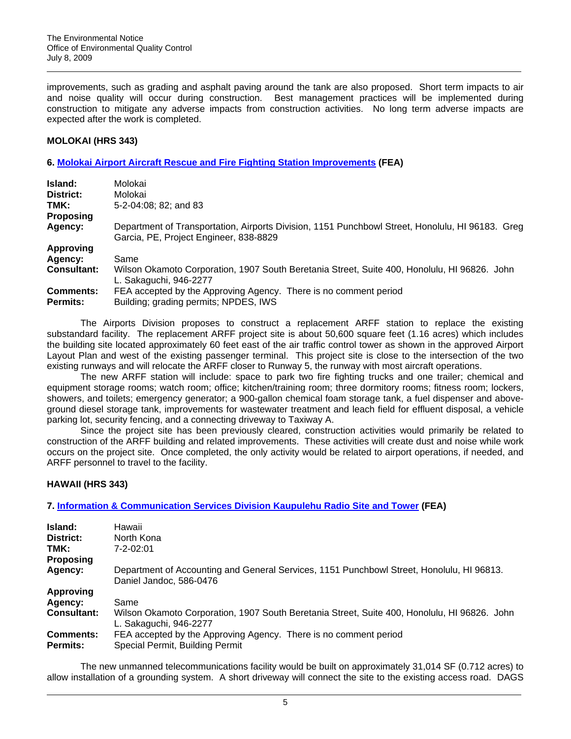improvements, such as grading and asphalt paving around the tank are also proposed. Short term impacts to air and noise quality will occur during construction. Best management practices will be implemented during construction to mitigate any adverse impacts from construction activities. No long term adverse impacts are expected after the work is completed.

## MOLOKAI (HRS 343)

### 6. Molokai Airport Aircraft Rescue and Fire Fighting Station Improvements (FEA)

**Island:** Molokai
**District:** Molokai
**TMK:** 5-2-04:08; 82; and 83
**Proposing Agency:** Department of Transportation, Airports Division, 1151 Punchbowl Street, Honolulu, HI 96183. Greg Garcia, PE, Project Engineer, 838-8829
**Approving Agency:** Same
**Consultant:** Wilson Okamoto Corporation, 1907 South Beretania Street, Suite 400, Honolulu, HI 96826. John L. Sakaguchi, 946-2277
**Comments:** FEA accepted by the Approving Agency. There is no comment period
**Permits:** Building; grading permits; NPDES, IWS

The Airports Division proposes to construct a replacement ARFF station to replace the existing substandard facility. The replacement ARFF project site is about 50,600 square feet (1.16 acres) which includes the building site located approximately 60 feet east of the air traffic control tower as shown in the approved Airport Layout Plan and west of the existing passenger terminal. This project site is close to the intersection of the two existing runways and will relocate the ARFF closer to Runway 5, the runway with most aircraft operations.

The new ARFF station will include: space to park two fire fighting trucks and one trailer; chemical and equipment storage rooms; watch room; office; kitchen/training room; three dormitory rooms; fitness room; lockers, showers, and toilets; emergency generator; a 900-gallon chemical foam storage tank, a fuel dispenser and above-ground diesel storage tank, improvements for wastewater treatment and leach field for effluent disposal, a vehicle parking lot, security fencing, and a connecting driveway to Taxiway A.

Since the project site has been previously cleared, construction activities would primarily be related to construction of the ARFF building and related improvements. These activities will create dust and noise while work occurs on the project site. Once completed, the only activity would be related to airport operations, if needed, and ARFF personnel to travel to the facility.

## HAWAII (HRS 343)

### 7. Information & Communication Services Division Kaupulehu Radio Site and Tower (FEA)

**Island:** Hawaii
**District:** North Kona
**TMK:** 7-2-02:01
**Proposing Agency:** Department of Accounting and General Services, 1151 Punchbowl Street, Honolulu, HI 96813. Daniel Jandoc, 586-0476
**Approving Agency:** Same
**Consultant:** Wilson Okamoto Corporation, 1907 South Beretania Street, Suite 400, Honolulu, HI 96826. John L. Sakaguchi, 946-2277
**Comments:** FEA accepted by the Approving Agency. There is no comment period
**Permits:** Special Permit, Building Permit

The new unmanned telecommunications facility would be built on approximately 31,014 SF (0.712 acres) to allow installation of a grounding system. A short driveway will connect the site to the existing access road. DAGS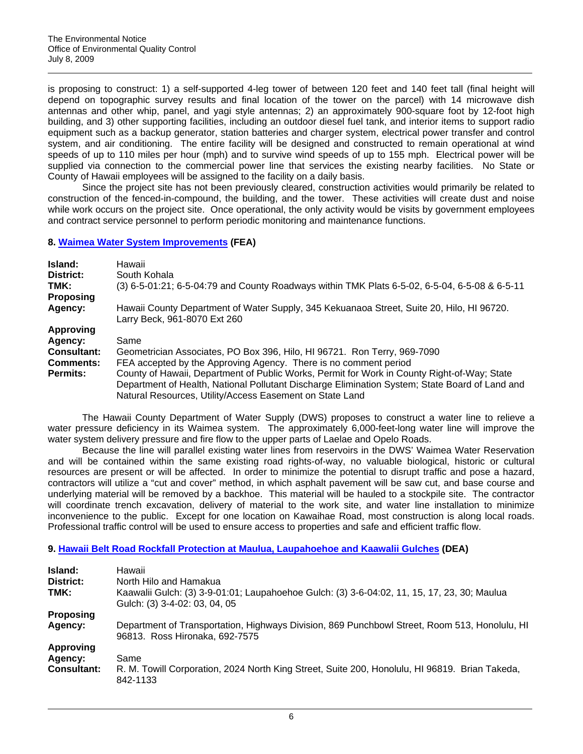is proposing to construct: 1) a self-supported 4-leg tower of between 120 feet and 140 feet tall (final height will depend on topographic survey results and final location of the tower on the parcel) with 14 microwave dish antennas and other whip, panel, and yagi style antennas; 2) an approximately 900-square foot by 12-foot high building, and 3) other supporting facilities, including an outdoor diesel fuel tank, and interior items to support radio equipment such as a backup generator, station batteries and charger system, electrical power transfer and control system, and air conditioning. The entire facility will be designed and constructed to remain operational at wind speeds of up to 110 miles per hour (mph) and to survive wind speeds of up to 155 mph. Electrical power will be supplied via connection to the commercial power line that services the existing nearby facilities. No State or County of Hawaii employees will be assigned to the facility on a daily basis.

Since the project site has not been previously cleared, construction activities would primarily be related to construction of the fenced-in-compound, the building, and the tower. These activities will create dust and noise while work occurs on the project site. Once operational, the only activity would be visits by government employees and contract service personnel to perform periodic monitoring and maintenance functions.

### 8. Waimea Water System Improvements (FEA)

| | |
|---|---|
| **Island:** | Hawaii |
| **District:** | South Kohala |
| **TMK:** | (3) 6-5-01:21; 6-5-04:79 and County Roadways within TMK Plats 6-5-02, 6-5-04, 6-5-08 & 6-5-11 |
| **Proposing Agency:** | Hawaii County Department of Water Supply, 345 Kekuanaoa Street, Suite 20, Hilo, HI 96720. Larry Beck, 961-8070 Ext 260 |
| **Approving Agency:** | Same |
| **Consultant:** | Geometrician Associates, PO Box 396, Hilo, HI 96721. Ron Terry, 969-7090 |
| **Comments:** | FEA accepted by the Approving Agency. There is no comment period |
| **Permits:** | County of Hawaii, Department of Public Works, Permit for Work in County Right-of-Way; State Department of Health, National Pollutant Discharge Elimination System; State Board of Land and Natural Resources, Utility/Access Easement on State Land |

The Hawaii County Department of Water Supply (DWS) proposes to construct a water line to relieve a water pressure deficiency in its Waimea system. The approximately 6,000-feet-long water line will improve the water system delivery pressure and fire flow to the upper parts of Laelae and Opelo Roads.

Because the line will parallel existing water lines from reservoirs in the DWS' Waimea Water Reservation and will be contained within the same existing road rights-of-way, no valuable biological, historic or cultural resources are present or will be affected. In order to minimize the potential to disrupt traffic and pose a hazard, contractors will utilize a "cut and cover" method, in which asphalt pavement will be saw cut, and base course and underlying material will be removed by a backhoe. This material will be hauled to a stockpile site. The contractor will coordinate trench excavation, delivery of material to the work site, and water line installation to minimize inconvenience to the public. Except for one location on Kawaihae Road, most construction is along local roads. Professional traffic control will be used to ensure access to properties and safe and efficient traffic flow.

### 9. Hawaii Belt Road Rockfall Protection at Maulua, Laupahoehoe and Kaawalii Gulches (DEA)

| | |
|---|---|
| **Island:** | Hawaii |
| **District:** | North Hilo and Hamakua |
| **TMK:** | Kaawalii Gulch: (3) 3-9-01:01; Laupahoehoe Gulch: (3) 3-6-04:02, 11, 15, 17, 23, 30; Maulua Gulch: (3) 3-4-02: 03, 04, 05 |
| **Proposing Agency:** | Department of Transportation, Highways Division, 869 Punchbowl Street, Room 513, Honolulu, HI 96813. Ross Hironaka, 692-7575 |
| **Approving Agency:** | Same |
| **Consultant:** | R. M. Towill Corporation, 2024 North King Street, Suite 200, Honolulu, HI 96819. Brian Takeda, 842-1133 |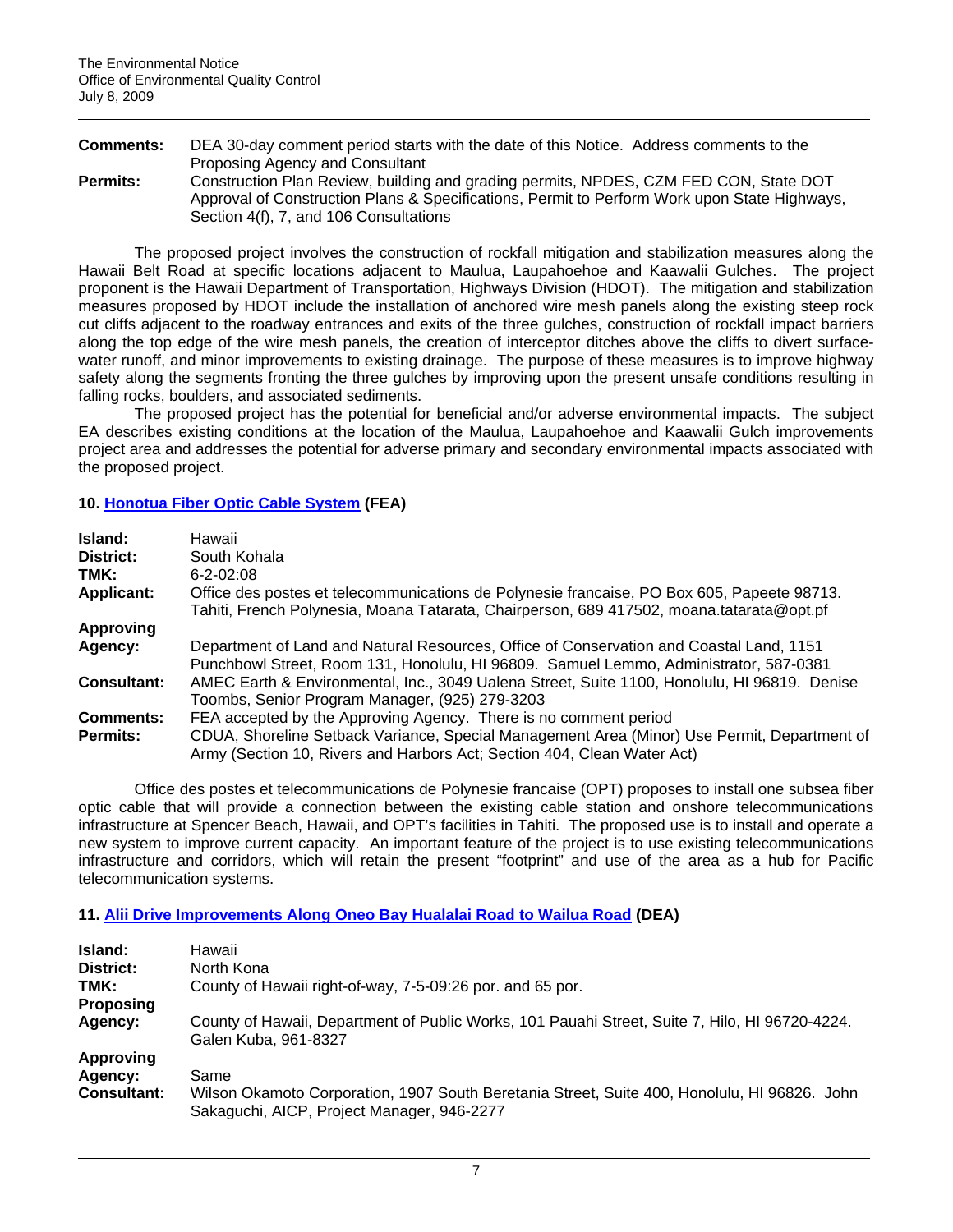**Comments:** DEA 30-day comment period starts with the date of this Notice. Address comments to the Proposing Agency and Consultant

**Permits:** Construction Plan Review, building and grading permits, NPDES, CZM FED CON, State DOT Approval of Construction Plans & Specifications, Permit to Perform Work upon State Highways, Section 4(f), 7, and 106 Consultations

The proposed project involves the construction of rockfall mitigation and stabilization measures along the Hawaii Belt Road at specific locations adjacent to Maulua, Laupahoehoe and Kaawalii Gulches. The project proponent is the Hawaii Department of Transportation, Highways Division (HDOT). The mitigation and stabilization measures proposed by HDOT include the installation of anchored wire mesh panels along the existing steep rock cut cliffs adjacent to the roadway entrances and exits of the three gulches, construction of rockfall impact barriers along the top edge of the wire mesh panels, the creation of interceptor ditches above the cliffs to divert surface-water runoff, and minor improvements to existing drainage. The purpose of these measures is to improve highway safety along the segments fronting the three gulches by improving upon the present unsafe conditions resulting in falling rocks, boulders, and associated sediments.

The proposed project has the potential for beneficial and/or adverse environmental impacts. The subject EA describes existing conditions at the location of the Maulua, Laupahoehoe and Kaawalii Gulch improvements project area and addresses the potential for adverse primary and secondary environmental impacts associated with the proposed project.

### 10. Honotua Fiber Optic Cable System (FEA)

**Island:** Hawaii

**District:** South Kohala

**TMK:** 6-2-02:08

**Applicant:** Office des postes et telecommunications de Polynesie francaise, PO Box 605, Papeete 98713. Tahiti, French Polynesia, Moana Tatarata, Chairperson, 689 417502, moana.tatarata@opt.pf

**Approving Agency:** Department of Land and Natural Resources, Office of Conservation and Coastal Land, 1151 Punchbowl Street, Room 131, Honolulu, HI 96809. Samuel Lemmo, Administrator, 587-0381

**Consultant:** AMEC Earth & Environmental, Inc., 3049 Ualena Street, Suite 1100, Honolulu, HI 96819. Denise Toombs, Senior Program Manager, (925) 279-3203

**Comments:** FEA accepted by the Approving Agency. There is no comment period

**Permits:** CDUA, Shoreline Setback Variance, Special Management Area (Minor) Use Permit, Department of Army (Section 10, Rivers and Harbors Act; Section 404, Clean Water Act)

Office des postes et telecommunications de Polynesie francaise (OPT) proposes to install one subsea fiber optic cable that will provide a connection between the existing cable station and onshore telecommunications infrastructure at Spencer Beach, Hawaii, and OPT's facilities in Tahiti. The proposed use is to install and operate a new system to improve current capacity. An important feature of the project is to use existing telecommunications infrastructure and corridors, which will retain the present "footprint" and use of the area as a hub for Pacific telecommunication systems.

### 11. Alii Drive Improvements Along Oneo Bay Hualalai Road to Wailua Road (DEA)

**Island:** Hawaii

**District:** North Kona

**TMK:** County of Hawaii right-of-way, 7-5-09:26 por. and 65 por.

**Proposing Agency:** County of Hawaii, Department of Public Works, 101 Pauahi Street, Suite 7, Hilo, HI 96720-4224. Galen Kuba, 961-8327

**Approving Agency:** Same

**Consultant:** Wilson Okamoto Corporation, 1907 South Beretania Street, Suite 400, Honolulu, HI 96826. John Sakaguchi, AICP, Project Manager, 946-2277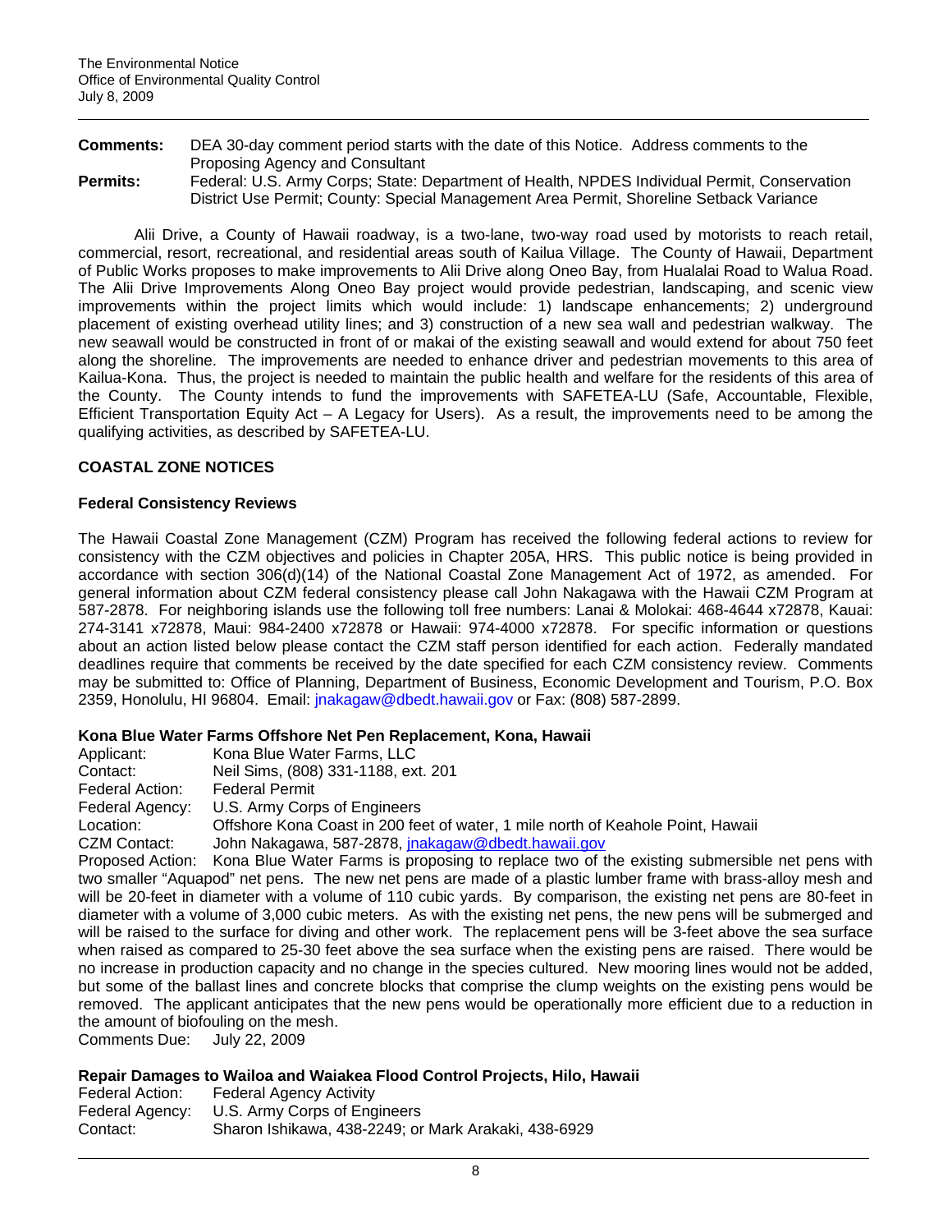**Comments:** DEA 30-day comment period starts with the date of this Notice. Address comments to the Proposing Agency and Consultant

**Permits:** Federal: U.S. Army Corps; State: Department of Health, NPDES Individual Permit, Conservation District Use Permit; County: Special Management Area Permit, Shoreline Setback Variance

Alii Drive, a County of Hawaii roadway, is a two-lane, two-way road used by motorists to reach retail, commercial, resort, recreational, and residential areas south of Kailua Village. The County of Hawaii, Department of Public Works proposes to make improvements to Alii Drive along Oneo Bay, from Hualalai Road to Walua Road. The Alii Drive Improvements Along Oneo Bay project would provide pedestrian, landscaping, and scenic view improvements within the project limits which would include: 1) landscape enhancements; 2) underground placement of existing overhead utility lines; and 3) construction of a new sea wall and pedestrian walkway. The new seawall would be constructed in front of or makai of the existing seawall and would extend for about 750 feet along the shoreline. The improvements are needed to enhance driver and pedestrian movements to this area of Kailua-Kona. Thus, the project is needed to maintain the public health and welfare for the residents of this area of the County. The County intends to fund the improvements with SAFETEA-LU (Safe, Accountable, Flexible, Efficient Transportation Equity Act – A Legacy for Users). As a result, the improvements need to be among the qualifying activities, as described by SAFETEA-LU.

## COASTAL ZONE NOTICES

### Federal Consistency Reviews

The Hawaii Coastal Zone Management (CZM) Program has received the following federal actions to review for consistency with the CZM objectives and policies in Chapter 205A, HRS. This public notice is being provided in accordance with section 306(d)(14) of the National Coastal Zone Management Act of 1972, as amended. For general information about CZM federal consistency please call John Nakagawa with the Hawaii CZM Program at 587-2878. For neighboring islands use the following toll free numbers: Lanai & Molokai: 468-4644 x72878, Kauai: 274-3141 x72878, Maui: 984-2400 x72878 or Hawaii: 974-4000 x72878. For specific information or questions about an action listed below please contact the CZM staff person identified for each action. Federally mandated deadlines require that comments be received by the date specified for each CZM consistency review. Comments may be submitted to: Office of Planning, Department of Business, Economic Development and Tourism, P.O. Box 2359, Honolulu, HI 96804. Email: jnakagaw@dbedt.hawaii.gov or Fax: (808) 587-2899.

#### Kona Blue Water Farms Offshore Net Pen Replacement, Kona, Hawaii

Applicant: Kona Blue Water Farms, LLC
Contact: Neil Sims, (808) 331-1188, ext. 201
Federal Action: Federal Permit
Federal Agency: U.S. Army Corps of Engineers
Location: Offshore Kona Coast in 200 feet of water, 1 mile north of Keahole Point, Hawaii
CZM Contact: John Nakagawa, 587-2878, jnakagaw@dbedt.hawaii.gov
Proposed Action: Kona Blue Water Farms is proposing to replace two of the existing submersible net pens with two smaller "Aquapod" net pens. The new net pens are made of a plastic lumber frame with brass-alloy mesh and will be 20-feet in diameter with a volume of 110 cubic yards. By comparison, the existing net pens are 80-feet in diameter with a volume of 3,000 cubic meters. As with the existing net pens, the new pens will be submerged and will be raised to the surface for diving and other work. The replacement pens will be 3-feet above the sea surface when raised as compared to 25-30 feet above the sea surface when the existing pens are raised. There would be no increase in production capacity and no change in the species cultured. New mooring lines would not be added, but some of the ballast lines and concrete blocks that comprise the clump weights on the existing pens would be removed. The applicant anticipates that the new pens would be operationally more efficient due to a reduction in the amount of biofouling on the mesh.
Comments Due: July 22, 2009

#### Repair Damages to Wailoa and Waiakea Flood Control Projects, Hilo, Hawaii

Federal Action: Federal Agency Activity
Federal Agency: U.S. Army Corps of Engineers
Contact: Sharon Ishikawa, 438-2249; or Mark Arakaki, 438-6929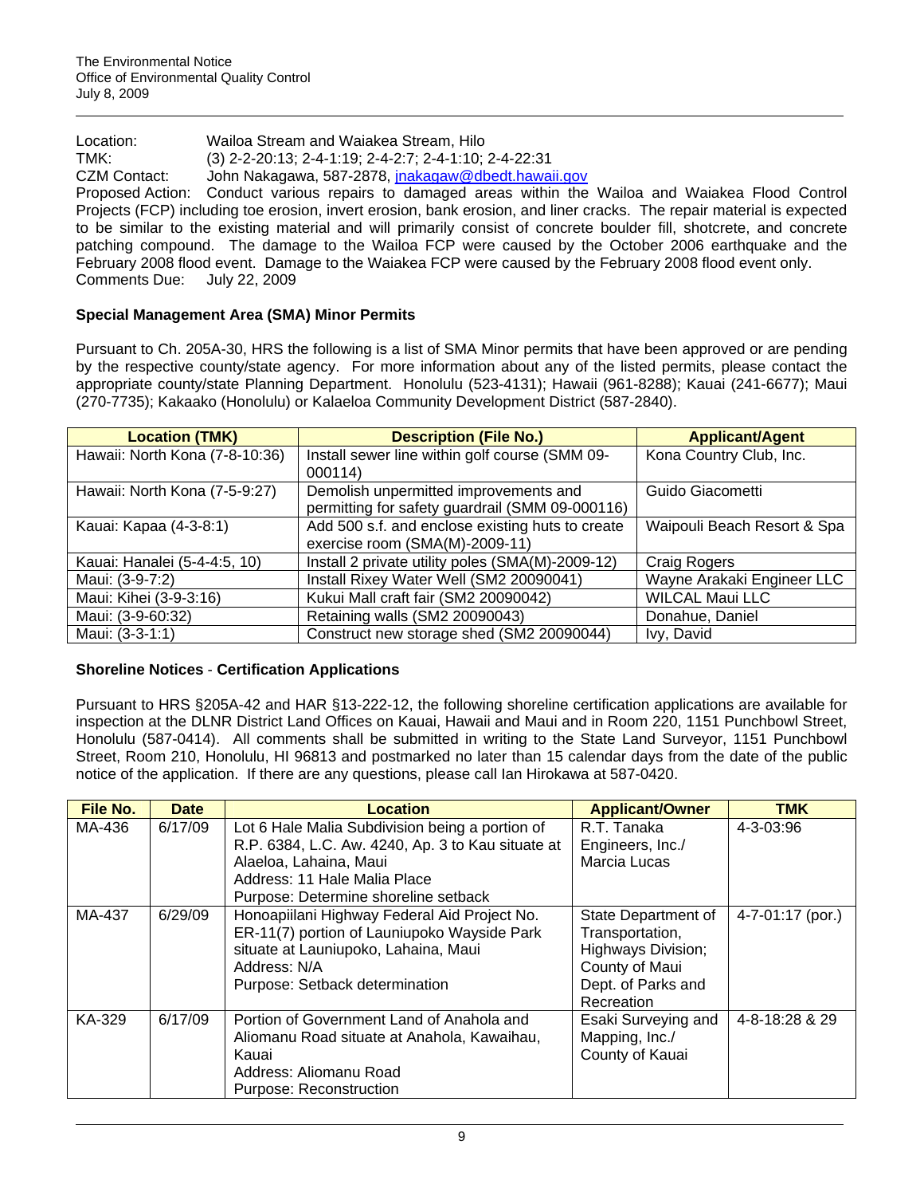Location: Wailoa Stream and Waiakea Stream, Hilo
TMK: (3) 2-2-20:13; 2-4-1:19; 2-4-2:7; 2-4-1:10; 2-4-22:31
CZM Contact: John Nakagawa, 587-2878, jnakagaw@dbedt.hawaii.gov
Proposed Action: Conduct various repairs to damaged areas within the Wailoa and Waiakea Flood Control Projects (FCP) including toe erosion, invert erosion, bank erosion, and liner cracks. The repair material is expected to be similar to the existing material and will primarily consist of concrete boulder fill, shotcrete, and concrete patching compound. The damage to the Wailoa FCP were caused by the October 2006 earthquake and the February 2008 flood event. Damage to the Waiakea FCP were caused by the February 2008 flood event only.
Comments Due: July 22, 2009

### Special Management Area (SMA) Minor Permits

Pursuant to Ch. 205A-30, HRS the following is a list of SMA Minor permits that have been approved or are pending by the respective county/state agency. For more information about any of the listed permits, please contact the appropriate county/state Planning Department. Honolulu (523-4131); Hawaii (961-8288); Kauai (241-6677); Maui (270-7735); Kakaako (Honolulu) or Kalaeloa Community Development District (587-2840).

| Location (TMK) | Description (File No.) | Applicant/Agent |
|---|---|---|
| Hawaii: North Kona (7-8-10:36) | Install sewer line within golf course (SMM 09-000114) | Kona Country Club, Inc. |
| Hawaii: North Kona (7-5-9:27) | Demolish unpermitted improvements and permitting for safety guardrail (SMM 09-000116) | Guido Giacometti |
| Kauai: Kapaa (4-3-8:1) | Add 500 s.f. and enclose existing huts to create exercise room (SMA(M)-2009-11) | Waipouli Beach Resort & Spa |
| Kauai: Hanalei (5-4-4:5, 10) | Install 2 private utility poles (SMA(M)-2009-12) | Craig Rogers |
| Maui: (3-9-7:2) | Install Rixey Water Well (SM2 20090041) | Wayne Arakaki Engineer LLC |
| Maui: Kihei (3-9-3:16) | Kukui Mall craft fair (SM2 20090042) | WILCAL Maui LLC |
| Maui: (3-9-60:32) | Retaining walls (SM2 20090043) | Donahue, Daniel |
| Maui: (3-3-1:1) | Construct new storage shed (SM2 20090044) | Ivy, David |

### Shoreline Notices - Certification Applications

Pursuant to HRS §205A-42 and HAR §13-222-12, the following shoreline certification applications are available for inspection at the DLNR District Land Offices on Kauai, Hawaii and Maui and in Room 220, 1151 Punchbowl Street, Honolulu (587-0414). All comments shall be submitted in writing to the State Land Surveyor, 1151 Punchbowl Street, Room 210, Honolulu, HI 96813 and postmarked no later than 15 calendar days from the date of the public notice of the application. If there are any questions, please call Ian Hirokawa at 587-0420.

| File No. | Date | Location | Applicant/Owner | TMK |
|---|---|---|---|---|
| MA-436 | 6/17/09 | Lot 6 Hale Malia Subdivision being a portion of R.P. 6384, L.C. Aw. 4240, Ap. 3 to Kau situate at Alaeloa, Lahaina, Maui<br>Address: 11 Hale Malia Place<br>Purpose: Determine shoreline setback | R.T. Tanaka Engineers, Inc./ Marcia Lucas | 4-3-03:96 |
| MA-437 | 6/29/09 | Honoapiilani Highway Federal Aid Project No. ER-11(7) portion of Launiupoko Wayside Park situate at Launiupoko, Lahaina, Maui<br>Address: N/A<br>Purpose: Setback determination | State Department of Transportation, Highways Division; County of Maui Dept. of Parks and Recreation | 4-7-01:17 (por.) |
| KA-329 | 6/17/09 | Portion of Government Land of Anahola and Aliomanu Road situate at Anahola, Kawaihau, Kauai<br>Address: Aliomanu Road<br>Purpose: Reconstruction | Esaki Surveying and Mapping, Inc./ County of Kauai | 4-8-18:28 & 29 |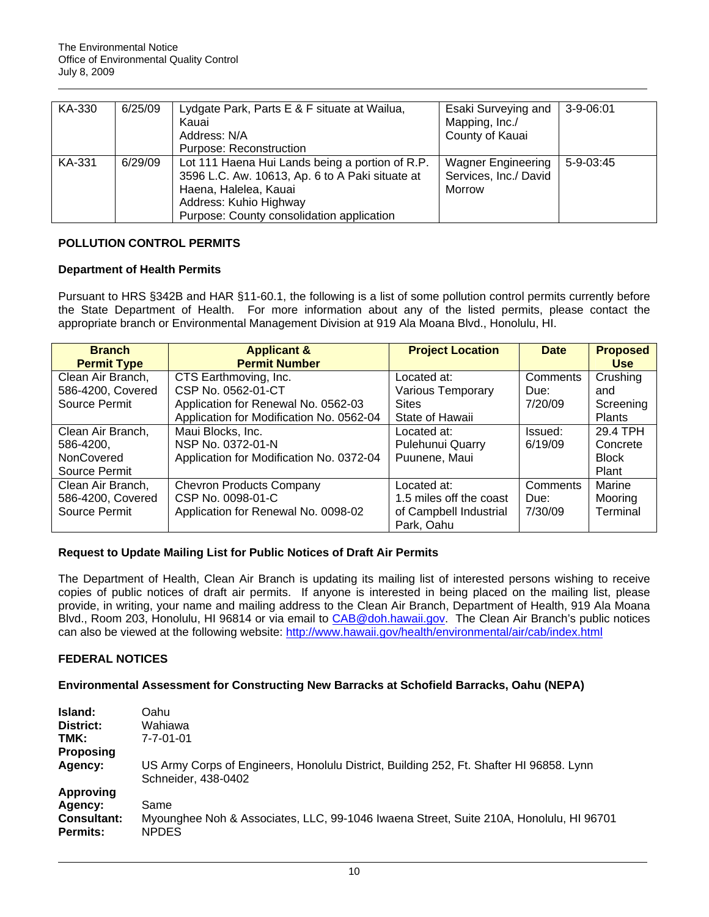| KA-330 | 6/25/09 | Lydgate Park, Parts E & F situate at Wailua, Kauai<br>Address: N/A<br>Purpose: Reconstruction | Esaki Surveying and Mapping, Inc./ County of Kauai | 3-9-06:01 |
|---|---|---|---|---|
| KA-331 | 6/29/09 | Lot 111 Haena Hui Lands being a portion of R.P. 3596 L.C. Aw. 10613, Ap. 6 to A Paki situate at Haena, Halelea, Kauai<br>Address: Kuhio Highway<br>Purpose: County consolidation application | Wagner Engineering Services, Inc./ David Morrow | 5-9-03:45 |

## POLLUTION CONTROL PERMITS

### Department of Health Permits

Pursuant to HRS §342B and HAR §11-60.1, the following is a list of some pollution control permits currently before the State Department of Health. For more information about any of the listed permits, please contact the appropriate branch or Environmental Management Division at 919 Ala Moana Blvd., Honolulu, HI.

| Branch Permit Type | Applicant & Permit Number | Project Location | Date | Proposed Use |
|---|---|---|---|---|
| Clean Air Branch, 586-4200, Covered Source Permit | CTS Earthmoving, Inc.<br>CSP No. 0562-01-CT<br>Application for Renewal No. 0562-03<br>Application for Modification No. 0562-04 | Located at: Various Temporary Sites State of Hawaii | Comments Due: 7/20/09 | Crushing and Screening Plants |
| Clean Air Branch, 586-4200, NonCovered Source Permit | Maui Blocks, Inc.<br>NSP No. 0372-01-N<br>Application for Modification No. 0372-04 | Located at: Pulehunui Quarry Puunene, Maui | Issued: 6/19/09 | 29.4 TPH Concrete Block Plant |
| Clean Air Branch, 586-4200, Covered Source Permit | Chevron Products Company<br>CSP No. 0098-01-C<br>Application for Renewal No. 0098-02 | Located at: 1.5 miles off the coast of Campbell Industrial Park, Oahu | Comments Due: 7/30/09 | Marine Mooring Terminal |

### Request to Update Mailing List for Public Notices of Draft Air Permits

The Department of Health, Clean Air Branch is updating its mailing list of interested persons wishing to receive copies of public notices of draft air permits. If anyone is interested in being placed on the mailing list, please provide, in writing, your name and mailing address to the Clean Air Branch, Department of Health, 919 Ala Moana Blvd., Room 203, Honolulu, HI 96814 or via email to CAB@doh.hawaii.gov. The Clean Air Branch's public notices can also be viewed at the following website: http://www.hawaii.gov/health/environmental/air/cab/index.html

## FEDERAL NOTICES

### Environmental Assessment for Constructing New Barracks at Schofield Barracks, Oahu (NEPA)

**Island:** Oahu
**District:** Wahiawa
**TMK:** 7-7-01-01
**Proposing Agency:** US Army Corps of Engineers, Honolulu District, Building 252, Ft. Shafter HI 96858. Lynn Schneider, 438-0402
**Approving Agency:** Same
**Consultant:** Myounghee Noh & Associates, LLC, 99-1046 Iwaena Street, Suite 210A, Honolulu, HI 96701
**Permits:** NPDES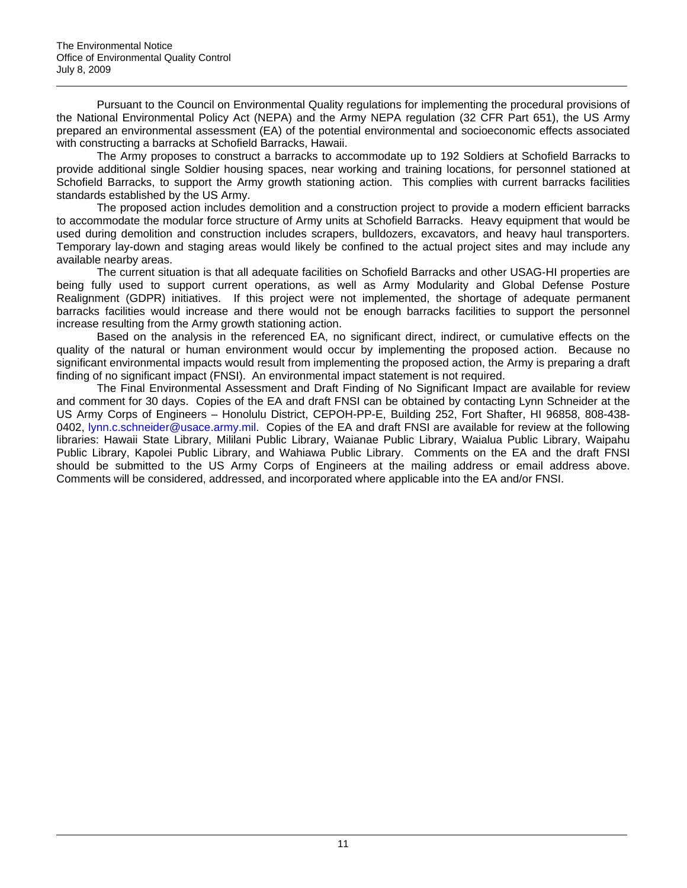Pursuant to the Council on Environmental Quality regulations for implementing the procedural provisions of the National Environmental Policy Act (NEPA) and the Army NEPA regulation (32 CFR Part 651), the US Army prepared an environmental assessment (EA) of the potential environmental and socioeconomic effects associated with constructing a barracks at Schofield Barracks, Hawaii.

The Army proposes to construct a barracks to accommodate up to 192 Soldiers at Schofield Barracks to provide additional single Soldier housing spaces, near working and training locations, for personnel stationed at Schofield Barracks, to support the Army growth stationing action. This complies with current barracks facilities standards established by the US Army.

The proposed action includes demolition and a construction project to provide a modern efficient barracks to accommodate the modular force structure of Army units at Schofield Barracks. Heavy equipment that would be used during demolition and construction includes scrapers, bulldozers, excavators, and heavy haul transporters. Temporary lay-down and staging areas would likely be confined to the actual project sites and may include any available nearby areas.

The current situation is that all adequate facilities on Schofield Barracks and other USAG-HI properties are being fully used to support current operations, as well as Army Modularity and Global Defense Posture Realignment (GDPR) initiatives. If this project were not implemented, the shortage of adequate permanent barracks facilities would increase and there would not be enough barracks facilities to support the personnel increase resulting from the Army growth stationing action.

Based on the analysis in the referenced EA, no significant direct, indirect, or cumulative effects on the quality of the natural or human environment would occur by implementing the proposed action. Because no significant environmental impacts would result from implementing the proposed action, the Army is preparing a draft finding of no significant impact (FNSI). An environmental impact statement is not required.

The Final Environmental Assessment and Draft Finding of No Significant Impact are available for review and comment for 30 days. Copies of the EA and draft FNSI can be obtained by contacting Lynn Schneider at the US Army Corps of Engineers – Honolulu District, CEPOH-PP-E, Building 252, Fort Shafter, HI 96858, 808-438-0402, lynn.c.schneider@usace.army.mil. Copies of the EA and draft FNSI are available for review at the following libraries: Hawaii State Library, Mililani Public Library, Waianae Public Library, Waialua Public Library, Waipahu Public Library, Kapolei Public Library, and Wahiawa Public Library. Comments on the EA and the draft FNSI should be submitted to the US Army Corps of Engineers at the mailing address or email address above. Comments will be considered, addressed, and incorporated where applicable into the EA and/or FNSI.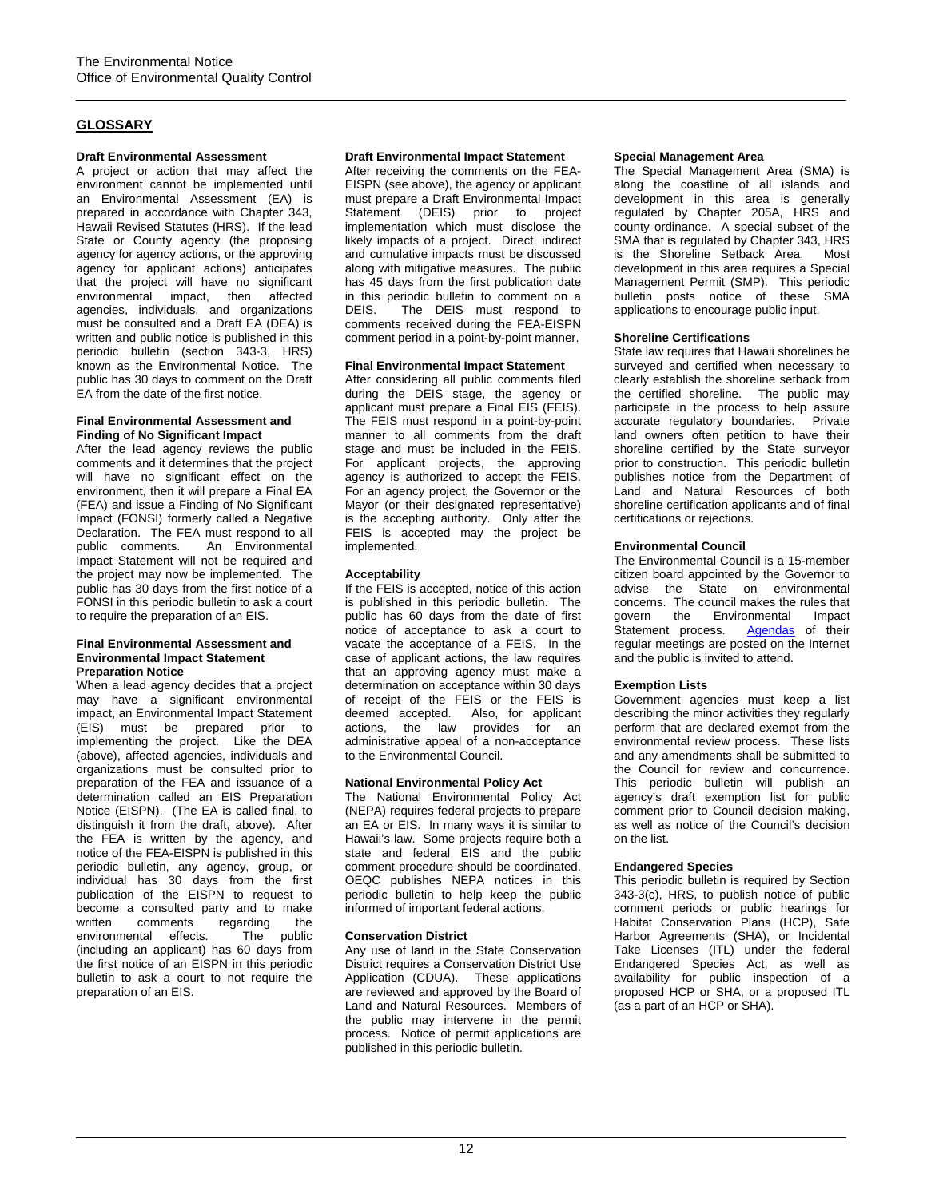## GLOSSARY

### Draft Environmental Assessment

A project or action that may affect the environment cannot be implemented until an Environmental Assessment (EA) is prepared in accordance with Chapter 343, Hawaii Revised Statutes (HRS). If the lead State or County agency (the proposing agency for agency actions, or the approving agency for applicant actions) anticipates that the project will have no significant environmental impact, then affected agencies, individuals, and organizations must be consulted and a Draft EA (DEA) is written and public notice is published in this periodic bulletin (section 343-3, HRS) known as the Environmental Notice. The public has 30 days to comment on the Draft EA from the date of the first notice.

### Final Environmental Assessment and Finding of No Significant Impact

After the lead agency reviews the public comments and it determines that the project will have no significant effect on the environment, then it will prepare a Final EA (FEA) and issue a Finding of No Significant Impact (FONSI) formerly called a Negative Declaration. The FEA must respond to all public comments. An Environmental Impact Statement will not be required and the project may now be implemented. The public has 30 days from the first notice of a FONSI in this periodic bulletin to ask a court to require the preparation of an EIS.

### Final Environmental Assessment and Environmental Impact Statement Preparation Notice

When a lead agency decides that a project may have a significant environmental impact, an Environmental Impact Statement (EIS) must be prepared prior to implementing the project. Like the DEA (above), affected agencies, individuals and organizations must be consulted prior to preparation of the FEA and issuance of a determination called an EIS Preparation Notice (EISPN). (The EA is called final, to distinguish it from the draft, above). After the FEA is written by the agency, and notice of the FEA-EISPN is published in this periodic bulletin, any agency, group, or individual has 30 days from the first publication of the EISPN to request to become a consulted party and to make written comments regarding the environmental effects. The public (including an applicant) has 60 days from the first notice of an EISPN in this periodic bulletin to ask a court to not require the preparation of an EIS.

### Draft Environmental Impact Statement

After receiving the comments on the FEA-EISPN (see above), the agency or applicant must prepare a Draft Environmental Impact Statement (DEIS) prior to project implementation which must disclose the likely impacts of a project. Direct, indirect and cumulative impacts must be discussed along with mitigative measures. The public has 45 days from the first publication date in this periodic bulletin to comment on a DEIS. The DEIS must respond to comments received during the FEA-EISPN comment period in a point-by-point manner.

### Final Environmental Impact Statement

After considering all public comments filed during the DEIS stage, the agency or applicant must prepare a Final EIS (FEIS). The FEIS must respond in a point-by-point manner to all comments from the draft stage and must be included in the FEIS. For applicant projects, the approving agency is authorized to accept the FEIS. For an agency project, the Governor or the Mayor (or their designated representative) is the accepting authority. Only after the FEIS is accepted may the project be implemented.

### Acceptability

If the FEIS is accepted, notice of this action is published in this periodic bulletin. The public has 60 days from the date of first notice of acceptance to ask a court to vacate the acceptance of a FEIS. In the case of applicant actions, the law requires that an approving agency must make a determination on acceptance within 30 days of receipt of the FEIS or the FEIS is deemed accepted. Also, for applicant actions, the law provides for an administrative appeal of a non-acceptance to the Environmental Council.

### National Environmental Policy Act

The National Environmental Policy Act (NEPA) requires federal projects to prepare an EA or EIS. In many ways it is similar to Hawaii's law. Some projects require both a state and federal EIS and the public comment procedure should be coordinated. OEQC publishes NEPA notices in this periodic bulletin to help keep the public informed of important federal actions.

### Conservation District

Any use of land in the State Conservation District requires a Conservation District Use Application (CDUA). These applications are reviewed and approved by the Board of Land and Natural Resources. Members of the public may intervene in the permit process. Notice of permit applications are published in this periodic bulletin.

### Special Management Area

The Special Management Area (SMA) is along the coastline of all islands and development in this area is generally regulated by Chapter 205A, HRS and county ordinance. A special subset of the SMA that is regulated by Chapter 343, HRS is the Shoreline Setback Area. Most development in this area requires a Special Management Permit (SMP). This periodic bulletin posts notice of these SMA applications to encourage public input.

### Shoreline Certifications

State law requires that Hawaii shorelines be surveyed and certified when necessary to clearly establish the shoreline setback from the certified shoreline. The public may participate in the process to help assure accurate regulatory boundaries. Private land owners often petition to have their shoreline certified by the State surveyor prior to construction. This periodic bulletin publishes notice from the Department of Land and Natural Resources of both shoreline certification applicants and of final certifications or rejections.

### Environmental Council

The Environmental Council is a 15-member citizen board appointed by the Governor to advise the State on environmental concerns. The council makes the rules that govern the Environmental Impact Statement process. Agendas of their regular meetings are posted on the Internet and the public is invited to attend.

### Exemption Lists

Government agencies must keep a list describing the minor activities they regularly perform that are declared exempt from the environmental review process. These lists and any amendments shall be submitted to the Council for review and concurrence. This periodic bulletin will publish an agency's draft exemption list for public comment prior to Council decision making, as well as notice of the Council's decision on the list.

### Endangered Species

This periodic bulletin is required by Section 343-3(c), HRS, to publish notice of public comment periods or public hearings for Habitat Conservation Plans (HCP), Safe Harbor Agreements (SHA), or Incidental Take Licenses (ITL) under the federal Endangered Species Act, as well as availability for public inspection of a proposed HCP or SHA, or a proposed ITL (as a part of an HCP or SHA).